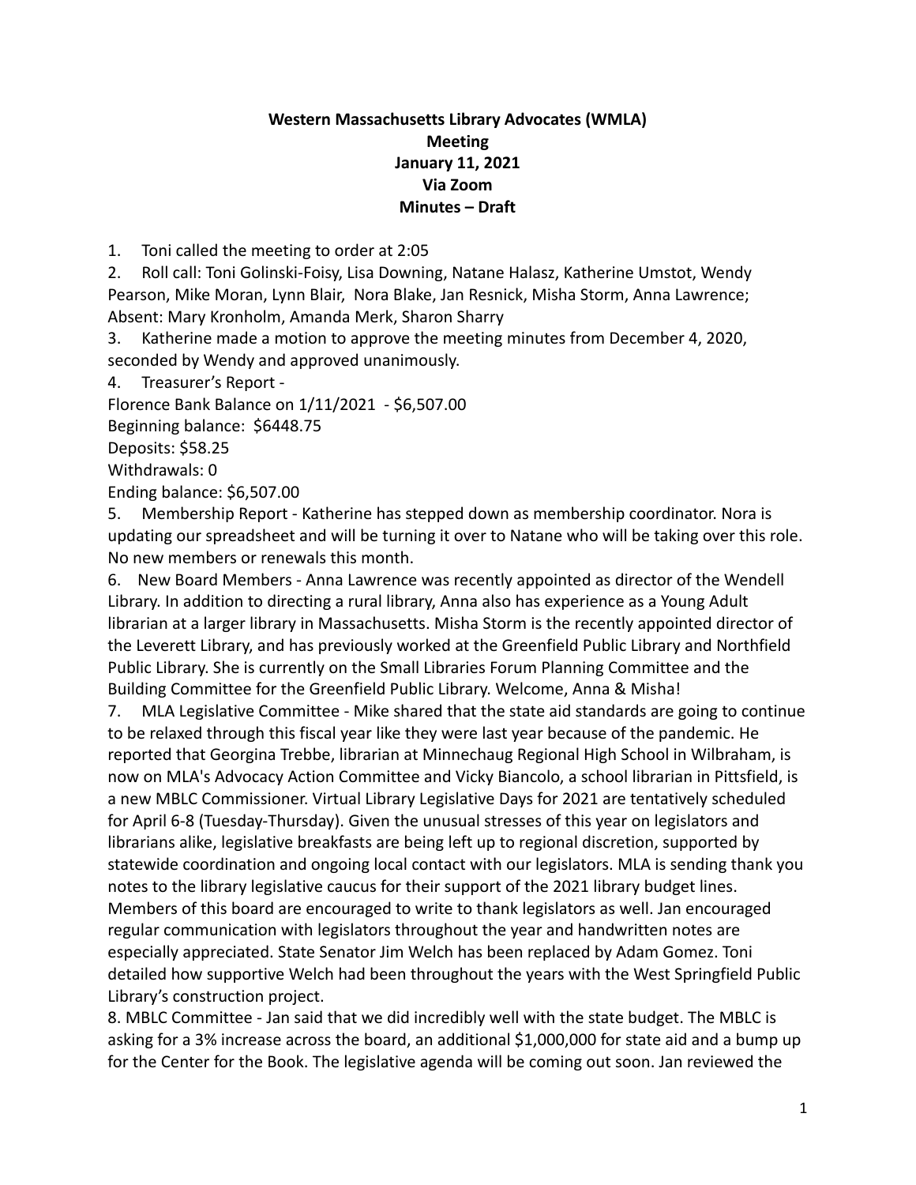**Western Massachusetts Library Advocates (WMLA)**
**Meeting**
**January 11, 2021**
**Via Zoom**
**Minutes – Draft**

1. Toni called the meeting to order at 2:05
2. Roll call: Toni Golinski-Foisy, Lisa Downing, Natane Halasz, Katherine Umstot, Wendy Pearson, Mike Moran, Lynn Blair, Nora Blake, Jan Resnick, Misha Storm, Anna Lawrence; Absent: Mary Kronholm, Amanda Merk, Sharon Sharry
3. Katherine made a motion to approve the meeting minutes from December 4, 2020, seconded by Wendy and approved unanimously.
4. Treasurer's Report -

Florence Bank Balance on 1/11/2021 - $6,507.00
Beginning balance: $6448.75
Deposits: $58.25
Withdrawals: 0
Ending balance: $6,507.00

5. Membership Report - Katherine has stepped down as membership coordinator. Nora is updating our spreadsheet and will be turning it over to Natane who will be taking over this role. No new members or renewals this month.
6. New Board Members - Anna Lawrence was recently appointed as director of the Wendell Library. In addition to directing a rural library, Anna also has experience as a Young Adult librarian at a larger library in Massachusetts. Misha Storm is the recently appointed director of the Leverett Library, and has previously worked at the Greenfield Public Library and Northfield Public Library. She is currently on the Small Libraries Forum Planning Committee and the Building Committee for the Greenfield Public Library. Welcome, Anna & Misha!
7. MLA Legislative Committee - Mike shared that the state aid standards are going to continue to be relaxed through this fiscal year like they were last year because of the pandemic. He reported that Georgina Trebbe, librarian at Minnechaug Regional High School in Wilbraham, is now on MLA's Advocacy Action Committee and Vicky Biancolo, a school librarian in Pittsfield, is a new MBLC Commissioner. Virtual Library Legislative Days for 2021 are tentatively scheduled for April 6-8 (Tuesday-Thursday). Given the unusual stresses of this year on legislators and librarians alike, legislative breakfasts are being left up to regional discretion, supported by statewide coordination and ongoing local contact with our legislators. MLA is sending thank you notes to the library legislative caucus for their support of the 2021 library budget lines. Members of this board are encouraged to write to thank legislators as well. Jan encouraged regular communication with legislators throughout the year and handwritten notes are especially appreciated. State Senator Jim Welch has been replaced by Adam Gomez. Toni detailed how supportive Welch had been throughout the years with the West Springfield Public Library's construction project.
8. MBLC Committee - Jan said that we did incredibly well with the state budget. The MBLC is asking for a 3% increase across the board, an additional $1,000,000 for state aid and a bump up for the Center for the Book. The legislative agenda will be coming out soon. Jan reviewed the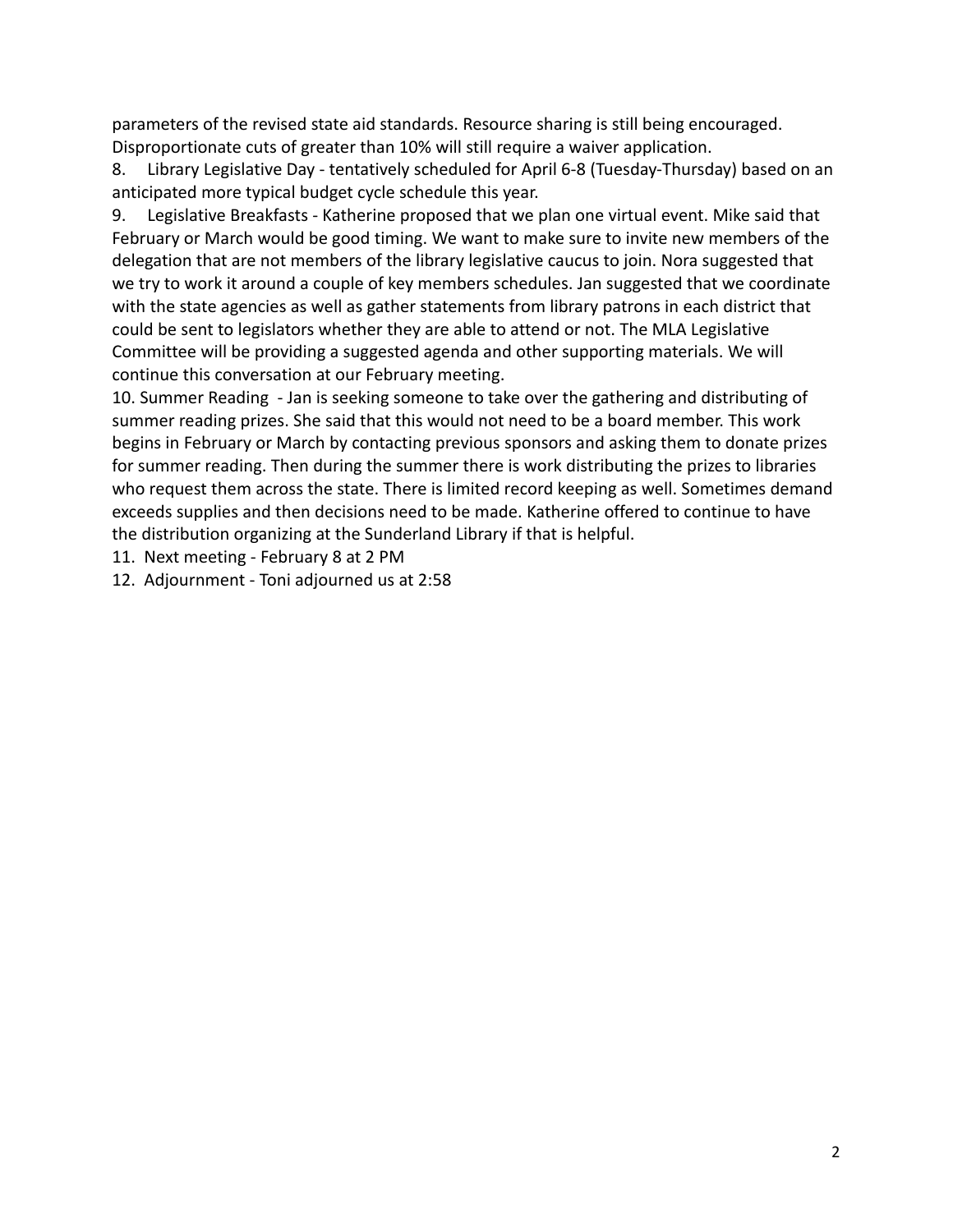parameters of the revised state aid standards. Resource sharing is still being encouraged. Disproportionate cuts of greater than 10% will still require a waiver application.

8. Library Legislative Day - tentatively scheduled for April 6-8 (Tuesday-Thursday) based on an anticipated more typical budget cycle schedule this year.

9. Legislative Breakfasts - Katherine proposed that we plan one virtual event. Mike said that February or March would be good timing. We want to make sure to invite new members of the delegation that are not members of the library legislative caucus to join. Nora suggested that we try to work it around a couple of key members schedules. Jan suggested that we coordinate with the state agencies as well as gather statements from library patrons in each district that could be sent to legislators whether they are able to attend or not. The MLA Legislative Committee will be providing a suggested agenda and other supporting materials. We will continue this conversation at our February meeting.

10. Summer Reading - Jan is seeking someone to take over the gathering and distributing of summer reading prizes. She said that this would not need to be a board member. This work begins in February or March by contacting previous sponsors and asking them to donate prizes for summer reading. Then during the summer there is work distributing the prizes to libraries who request them across the state. There is limited record keeping as well. Sometimes demand exceeds supplies and then decisions need to be made. Katherine offered to continue to have the distribution organizing at the Sunderland Library if that is helpful.

11. Next meeting - February 8 at 2 PM

12. Adjournment - Toni adjourned us at 2:58